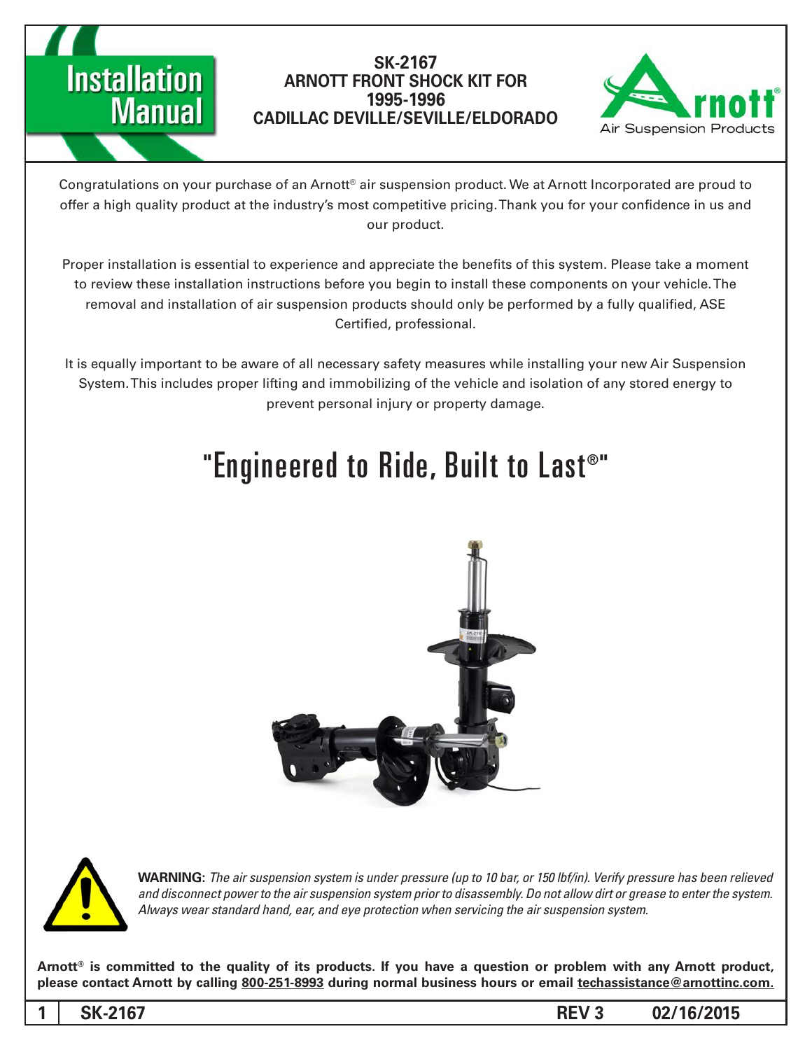# Installation Manual

## SK-2167
## ARNOTT FRONT SHOCK KIT FOR 1995-1996 CADILLAC DEVILLE/SEVILLE/ELDORADO

Arnott® Air Suspension Products

Congratulations on your purchase of an Arnott® air suspension product. We at Arnott Incorporated are proud to offer a high quality product at the industry's most competitive pricing. Thank you for your confidence in us and our product.

Proper installation is essential to experience and appreciate the benefits of this system. Please take a moment to review these installation instructions before you begin to install these components on your vehicle. The removal and installation of air suspension products should only be performed by a fully qualified, ASE Certified, professional.

It is equally important to be aware of all necessary safety measures while installing your new Air Suspension System. This includes proper lifting and immobilizing of the vehicle and isolation of any stored energy to prevent personal injury or property damage.

## "Engineered to Ride, Built to Last®"

**WARNING:** *The air suspension system is under pressure (up to 10 bar, or 150 lbf/in). Verify pressure has been relieved and disconnect power to the air suspension system prior to disassembly. Do not allow dirt or grease to enter the system. Always wear standard hand, ear, and eye protection when servicing the air suspension system.*

**Arnott® is committed to the quality of its products. If you have a question or problem with any Arnott product, please contact Arnott by calling 800-251-8993 during normal business hours or email techassistance@arnottinc.com.**

**SK-2167 REV 3 02/16/2015**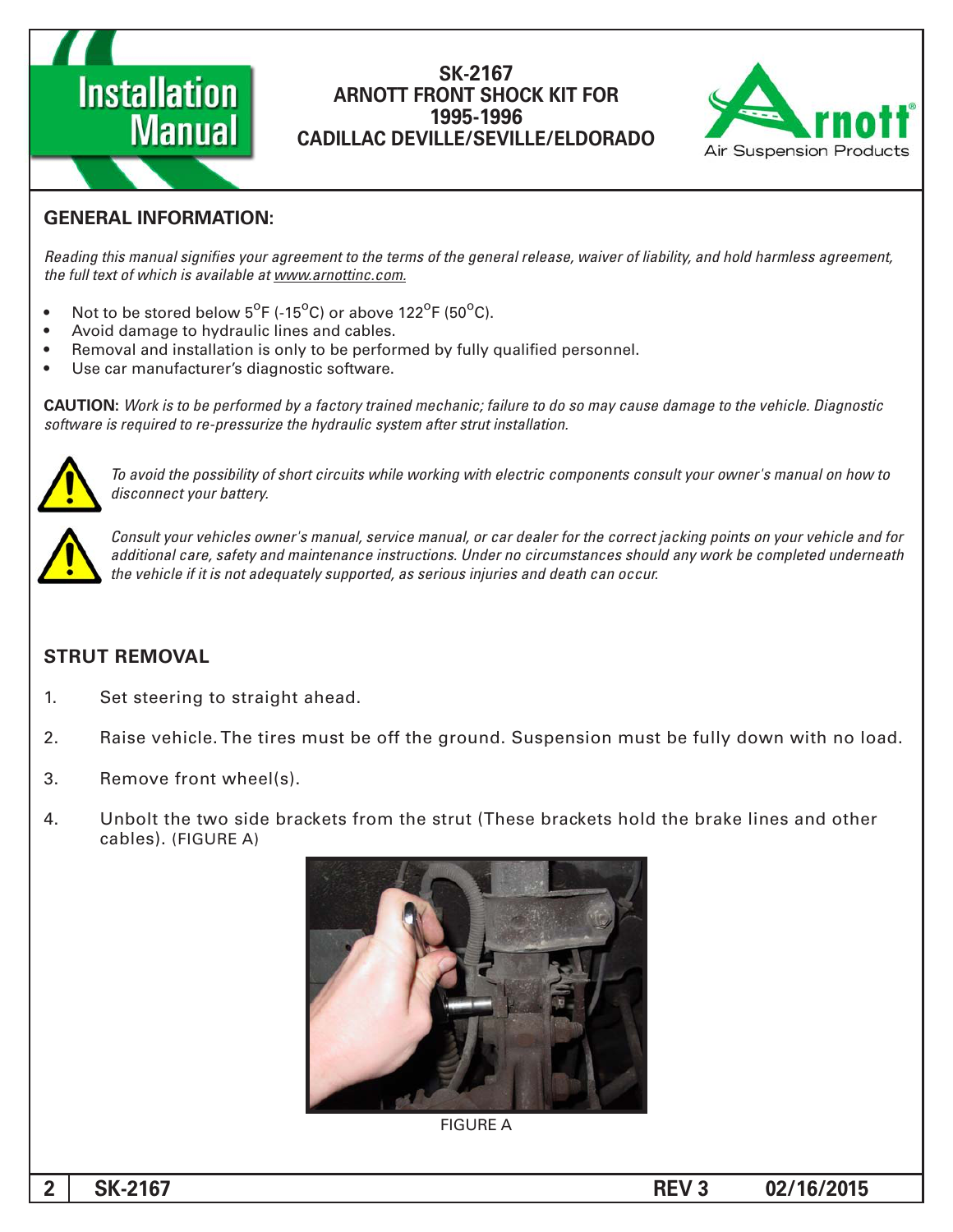**Installation Manual**

# SK-2167
# ARNOTT FRONT SHOCK KIT FOR 1995-1996 CADILLAC DEVILLE/SEVILLE/ELDORADO

## GENERAL INFORMATION:

*Reading this manual signifies your agreement to the terms of the general release, waiver of liability, and hold harmless agreement, the full text of which is available at www.arnottinc.com.*

- Not to be stored below 5°F (-15°C) or above 122°F (50°C).
- Avoid damage to hydraulic lines and cables.
- Removal and installation is only to be performed by fully qualified personnel.
- Use car manufacturer's diagnostic software.

**CAUTION:** *Work is to be performed by a factory trained mechanic; failure to do so may cause damage to the vehicle. Diagnostic software is required to re-pressurize the hydraulic system after strut installation.*

*To avoid the possibility of short circuits while working with electric components consult your owner's manual on how to disconnect your battery.*

*Consult your vehicles owner's manual, service manual, or car dealer for the correct jacking points on your vehicle and for additional care, safety and maintenance instructions. Under no circumstances should any work be completed underneath the vehicle if it is not adequately supported, as serious injuries and death can occur.*

## STRUT REMOVAL

1. Set steering to straight ahead.
2. Raise vehicle. The tires must be off the ground. Suspension must be fully down with no load.
3. Remove front wheel(s).
4. Unbolt the two side brackets from the strut (These brackets hold the brake lines and other cables). (FIGURE A)

FIGURE A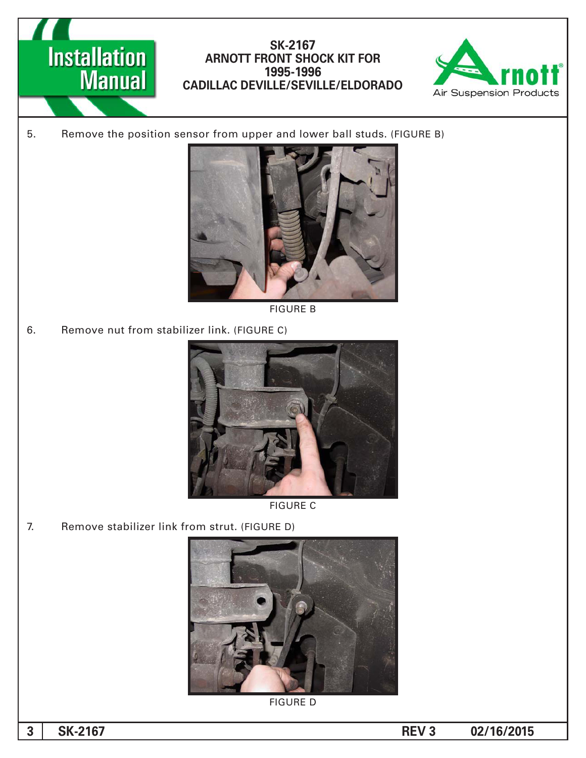5. Remove the position sensor from upper and lower ball studs. (FIGURE B)

FIGURE B

6. Remove nut from stabilizer link. (FIGURE C)

FIGURE C

7. Remove stabilizer link from strut. (FIGURE D)

FIGURE D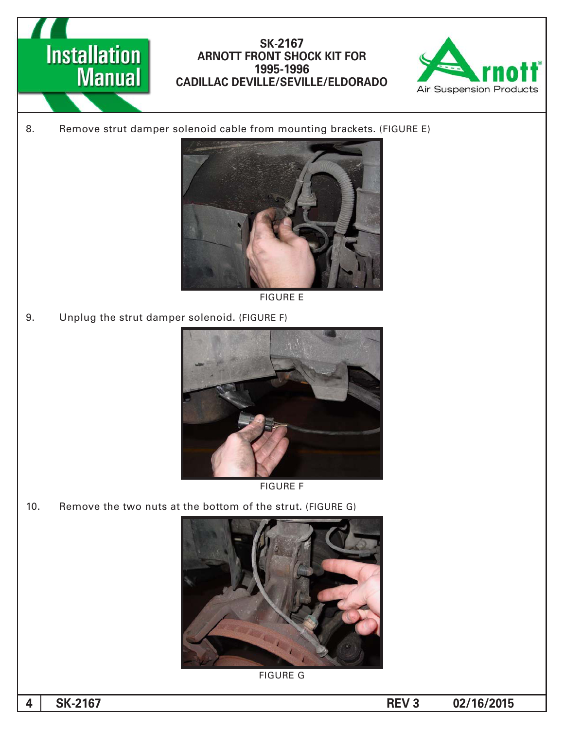8. Remove strut damper solenoid cable from mounting brackets. (FIGURE E)

FIGURE E

9. Unplug the strut damper solenoid. (FIGURE F)

FIGURE F

10. Remove the two nuts at the bottom of the strut. (FIGURE G)

FIGURE G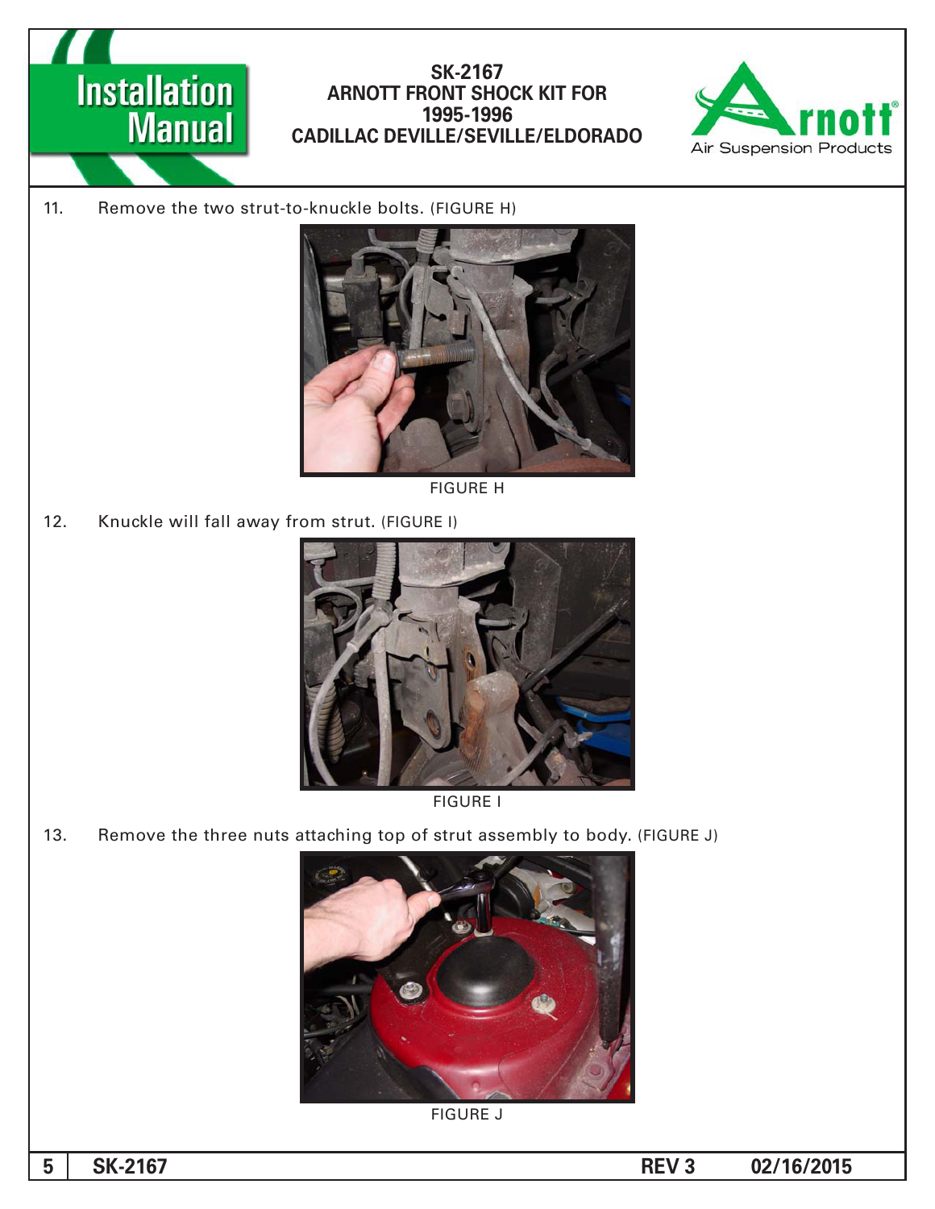11. Remove the two strut-to-knuckle bolts. (FIGURE H)

FIGURE H

12. Knuckle will fall away from strut. (FIGURE I)

FIGURE I

13. Remove the three nuts attaching top of strut assembly to body. (FIGURE J)

FIGURE J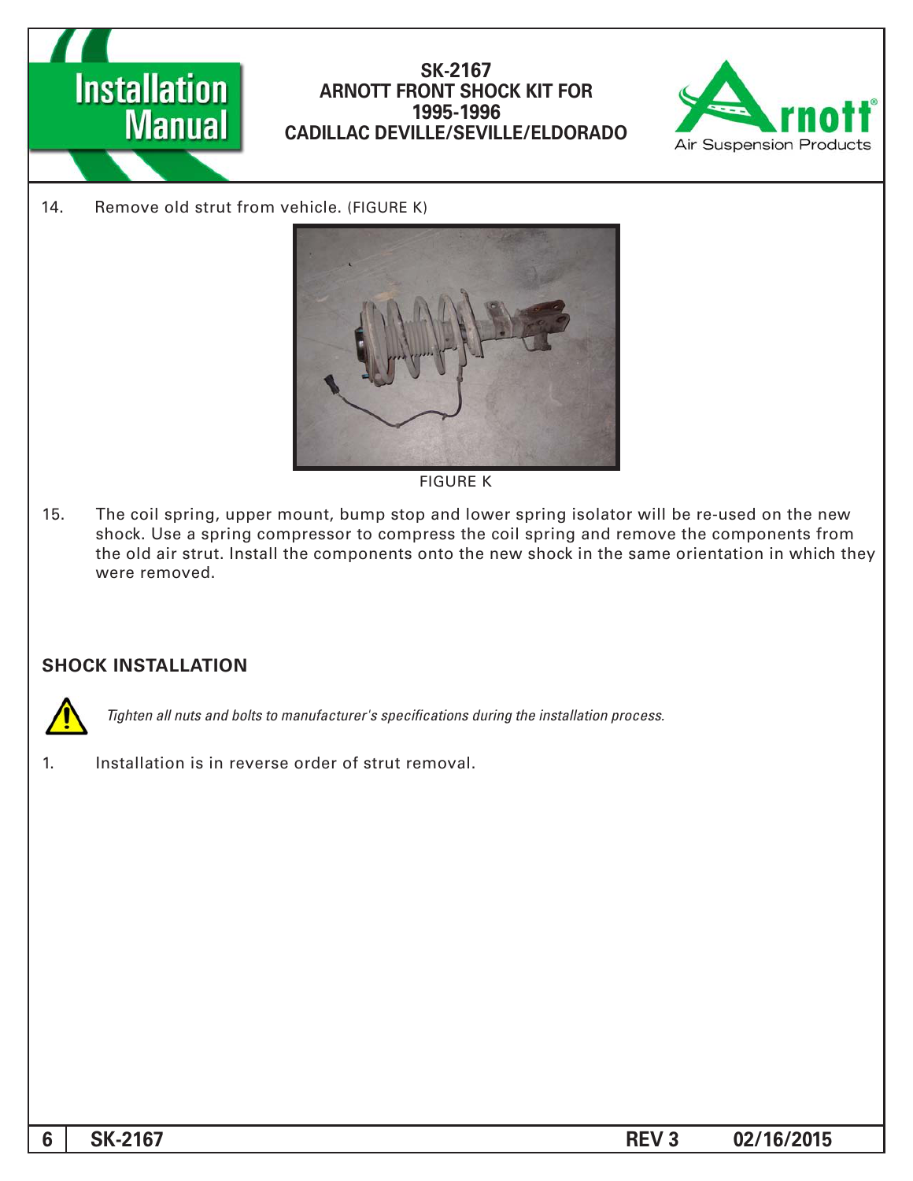14. Remove old strut from vehicle. (FIGURE K)

FIGURE K

15. The coil spring, upper mount, bump stop and lower spring isolator will be re-used on the new shock. Use a spring compressor to compress the coil spring and remove the components from the old air strut. Install the components onto the new shock in the same orientation in which they were removed.

## SHOCK INSTALLATION

*Tighten all nuts and bolts to manufacturer's specifications during the installation process.*

1. Installation is in reverse order of strut removal.